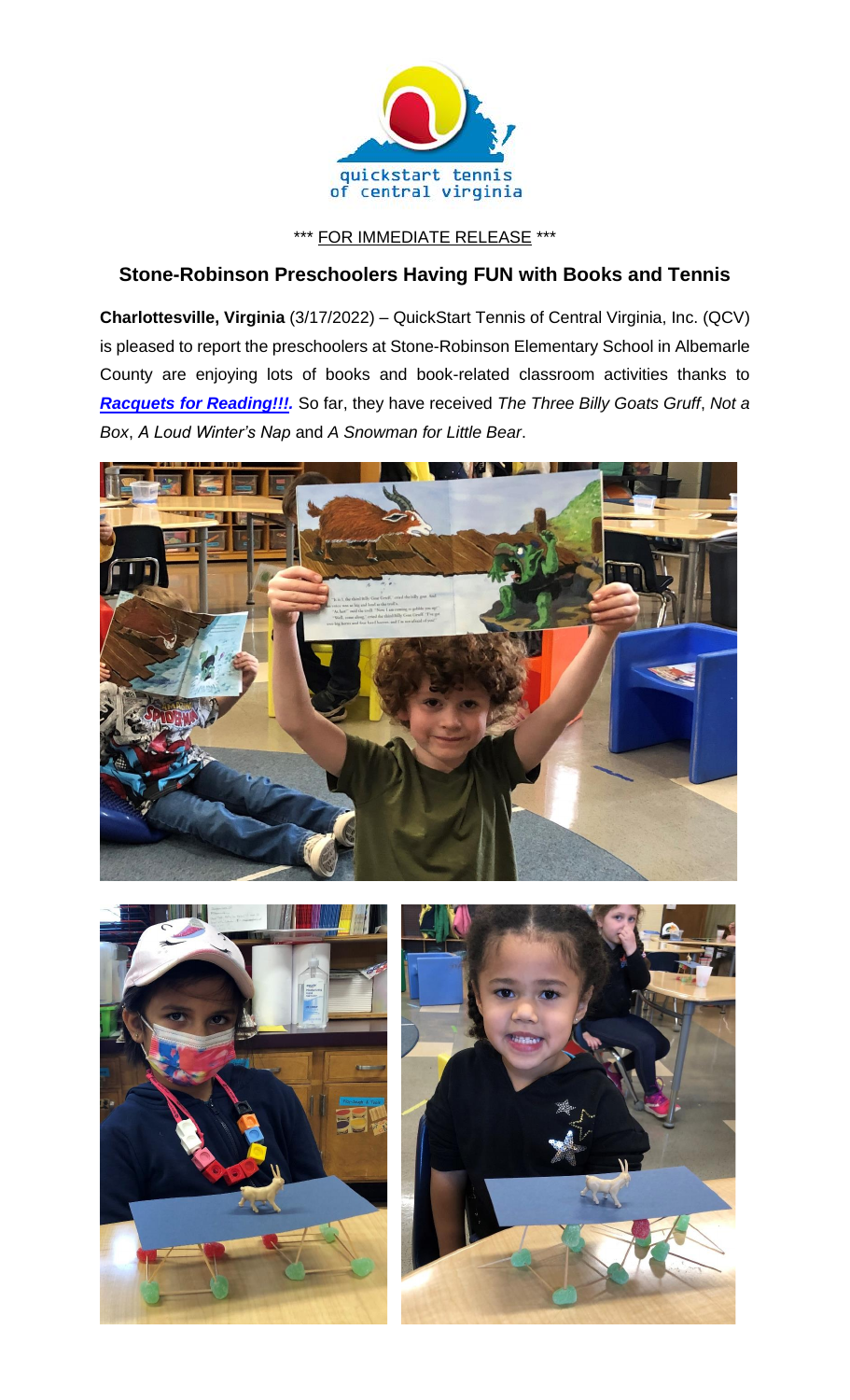quickstart tennis of central virginia

\*\*\* FOR IMMEDIATE RELEASE \*\*\*

## Stone-Robinson Preschoolers Having FUN with Books and Tennis

**Charlottesville, Virginia** (3/17/2022) – QuickStart Tennis of Central Virginia, Inc. (QCV) is pleased to report the preschoolers at Stone-Robinson Elementary School in Albemarle County are enjoying lots of books and book-related classroom activities thanks to ***Racquets for Reading!!!***. So far, they have received *The Three Billy Goats Gruff*, *Not a Box*, *A Loud Winter's Nap* and *A Snowman for Little Bear*.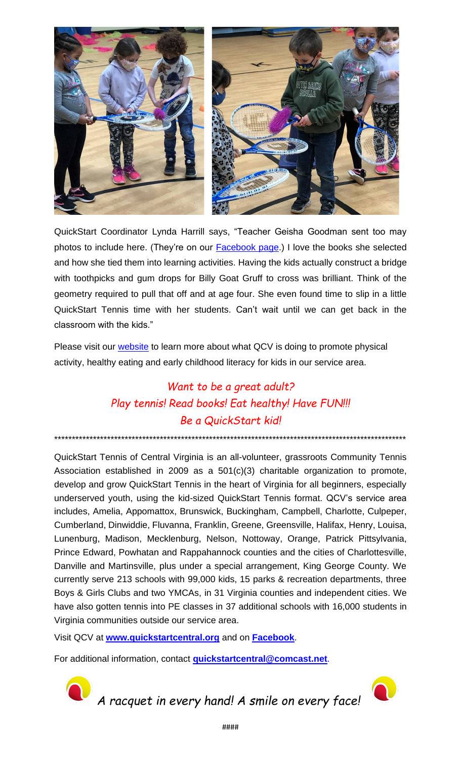QuickStart Coordinator Lynda Harrill says, "Teacher Geisha Goodman sent too may photos to include here. (They're on our Facebook page.) I love the books she selected and how she tied them into learning activities. Having the kids actually construct a bridge with toothpicks and gum drops for Billy Goat Gruff to cross was brilliant. Think of the geometry required to pull that off and at age four. She even found time to slip in a little QuickStart Tennis time with her students. Can't wait until we can get back in the classroom with the kids."

Please visit our website to learn more about what QCV is doing to promote physical activity, healthy eating and early childhood literacy for kids in our service area.

*Want to be a great adult?*
*Play tennis! Read books! Eat healthy! Have FUN!!!*
*Be a QuickStart kid!*

\*\*\*\*\*\*\*\*\*\*\*\*\*\*\*\*\*\*\*\*\*\*\*\*\*\*\*\*\*\*\*\*\*\*\*\*\*\*\*\*\*\*\*\*\*\*\*\*\*\*\*\*\*\*\*\*\*\*\*\*\*\*\*\*\*\*\*\*\*\*\*\*\*\*\*\*\*\*\*\*\*\*\*\*\*\*\*\*\*\*\*\*\*\*\*\*\*\*\*\*

QuickStart Tennis of Central Virginia is an all-volunteer, grassroots Community Tennis Association established in 2009 as a 501(c)(3) charitable organization to promote, develop and grow QuickStart Tennis in the heart of Virginia for all beginners, especially underserved youth, using the kid-sized QuickStart Tennis format. QCV's service area includes, Amelia, Appomattox, Brunswick, Buckingham, Campbell, Charlotte, Culpeper, Cumberland, Dinwiddie, Fluvanna, Franklin, Greene, Greensville, Halifax, Henry, Louisa, Lunenburg, Madison, Mecklenburg, Nelson, Nottoway, Orange, Patrick Pittsylvania, Prince Edward, Powhatan and Rappahannock counties and the cities of Charlottesville, Danville and Martinsville, plus under a special arrangement, King George County. We currently serve 213 schools with 99,000 kids, 15 parks & recreation departments, three Boys & Girls Clubs and two YMCAs, in 31 Virginia counties and independent cities. We have also gotten tennis into PE classes in 37 additional schools with 16,000 students in Virginia communities outside our service area.

Visit QCV at **www.quickstartcentral.org** and on **Facebook**.

For additional information, contact **quickstartcentral@comcast.net**.

*A racquet in every hand! A smile on every face!*

####